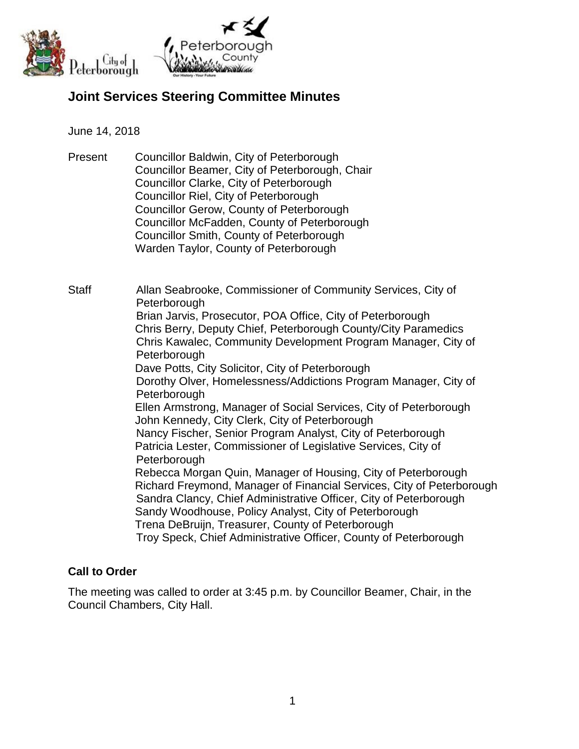# Joint Services Steering Committee Minutes

June 14, 2018

Present
- Councillor Baldwin, City of Peterborough
- Councillor Beamer, City of Peterborough, Chair
- Councillor Clarke, City of Peterborough
- Councillor Riel, City of Peterborough
- Councillor Gerow, County of Peterborough
- Councillor McFadden, County of Peterborough
- Councillor Smith, County of Peterborough
- Warden Taylor, County of Peterborough

Staff
- Allan Seabrooke, Commissioner of Community Services, City of Peterborough
- Brian Jarvis, Prosecutor, POA Office, City of Peterborough
- Chris Berry, Deputy Chief, Peterborough County/City Paramedics
- Chris Kawalec, Community Development Program Manager, City of Peterborough
- Dave Potts, City Solicitor, City of Peterborough
- Dorothy Olver, Homelessness/Addictions Program Manager, City of Peterborough
- Ellen Armstrong, Manager of Social Services, City of Peterborough
- John Kennedy, City Clerk, City of Peterborough
- Nancy Fischer, Senior Program Analyst, City of Peterborough
- Patricia Lester, Commissioner of Legislative Services, City of Peterborough
- Rebecca Morgan Quin, Manager of Housing, City of Peterborough
- Richard Freymond, Manager of Financial Services, City of Peterborough
- Sandra Clancy, Chief Administrative Officer, City of Peterborough
- Sandy Woodhouse, Policy Analyst, City of Peterborough
- Trena DeBruijn, Treasurer, County of Peterborough
- Troy Speck, Chief Administrative Officer, County of Peterborough

## Call to Order

The meeting was called to order at 3:45 p.m. by Councillor Beamer, Chair, in the Council Chambers, City Hall.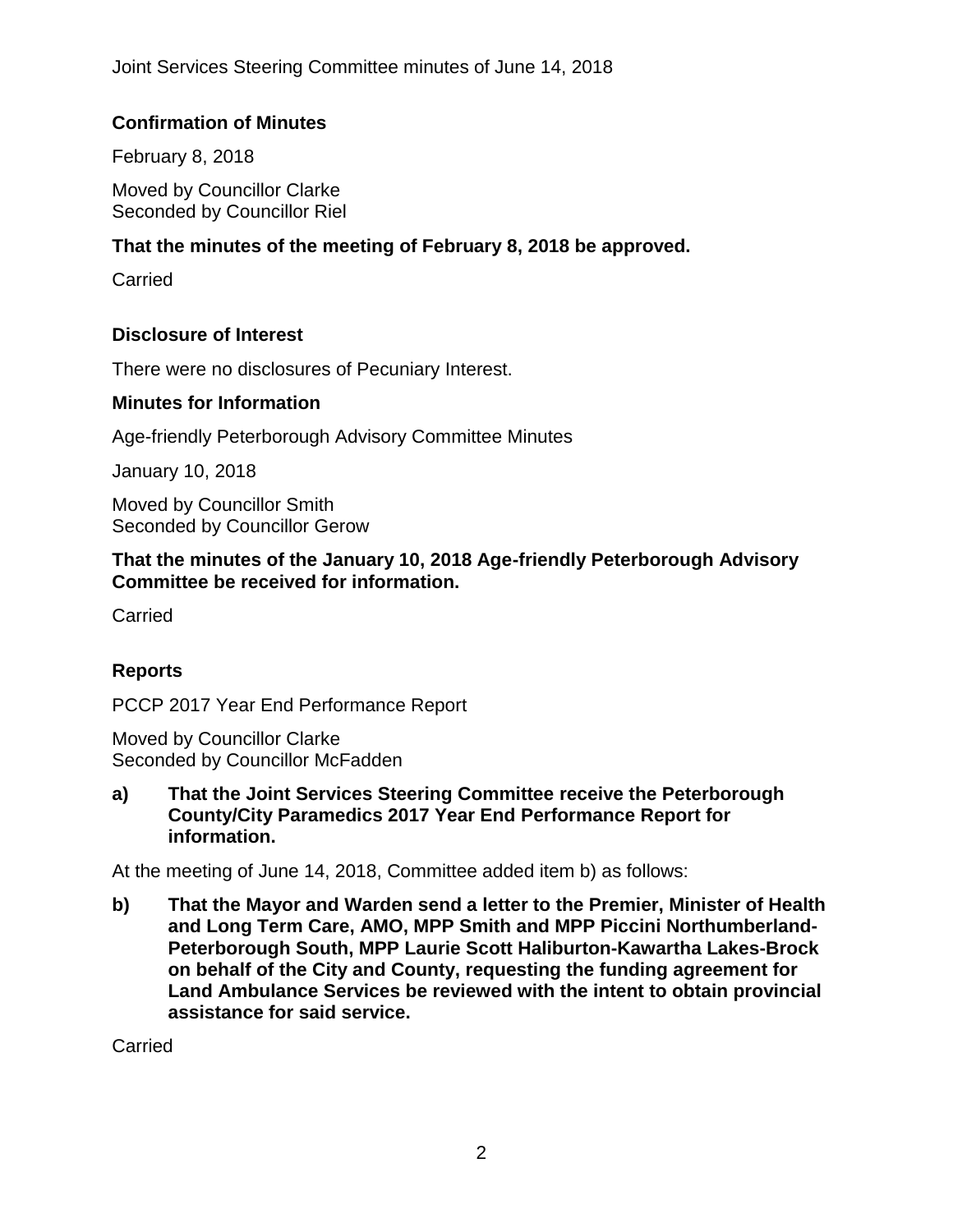**Confirmation of Minutes**

February 8, 2018

Moved by Councillor Clarke
Seconded by Councillor Riel

**That the minutes of the meeting of February 8, 2018 be approved.**

Carried

**Disclosure of Interest**

There were no disclosures of Pecuniary Interest.

**Minutes for Information**

Age-friendly Peterborough Advisory Committee Minutes

January 10, 2018

Moved by Councillor Smith
Seconded by Councillor Gerow

**That the minutes of the January 10, 2018 Age-friendly Peterborough Advisory Committee be received for information.**

Carried

**Reports**

PCCP 2017 Year End Performance Report

Moved by Councillor Clarke
Seconded by Councillor McFadden

**a) That the Joint Services Steering Committee receive the Peterborough County/City Paramedics 2017 Year End Performance Report for information.**

At the meeting of June 14, 2018, Committee added item b) as follows:

**b) That the Mayor and Warden send a letter to the Premier, Minister of Health and Long Term Care, AMO, MPP Smith and MPP Piccini Northumberland-Peterborough South, MPP Laurie Scott Haliburton-Kawartha Lakes-Brock on behalf of the City and County, requesting the funding agreement for Land Ambulance Services be reviewed with the intent to obtain provincial assistance for said service.**

Carried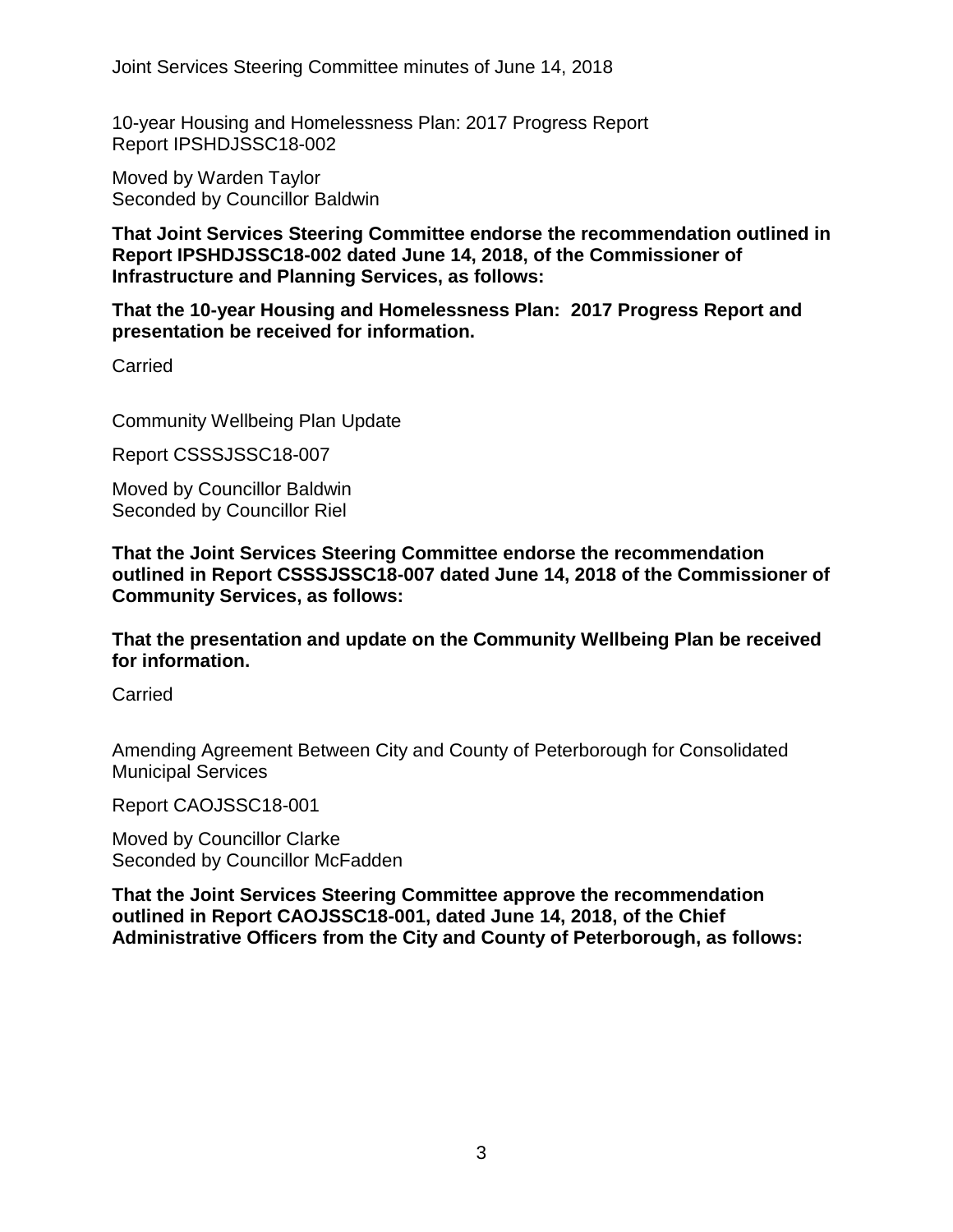10-year Housing and Homelessness Plan: 2017 Progress Report
Report IPSHDJSSC18-002

Moved by Warden Taylor
Seconded by Councillor Baldwin

**That Joint Services Steering Committee endorse the recommendation outlined in Report IPSHDJSSC18-002 dated June 14, 2018, of the Commissioner of Infrastructure and Planning Services, as follows:**

**That the 10-year Housing and Homelessness Plan: 2017 Progress Report and presentation be received for information.**

Carried

Community Wellbeing Plan Update

Report CSSSJSSC18-007

Moved by Councillor Baldwin
Seconded by Councillor Riel

**That the Joint Services Steering Committee endorse the recommendation outlined in Report CSSSJSSC18-007 dated June 14, 2018 of the Commissioner of Community Services, as follows:**

**That the presentation and update on the Community Wellbeing Plan be received for information.**

Carried

Amending Agreement Between City and County of Peterborough for Consolidated Municipal Services

Report CAOJSSC18-001

Moved by Councillor Clarke
Seconded by Councillor McFadden

**That the Joint Services Steering Committee approve the recommendation outlined in Report CAOJSSC18-001, dated June 14, 2018, of the Chief Administrative Officers from the City and County of Peterborough, as follows:**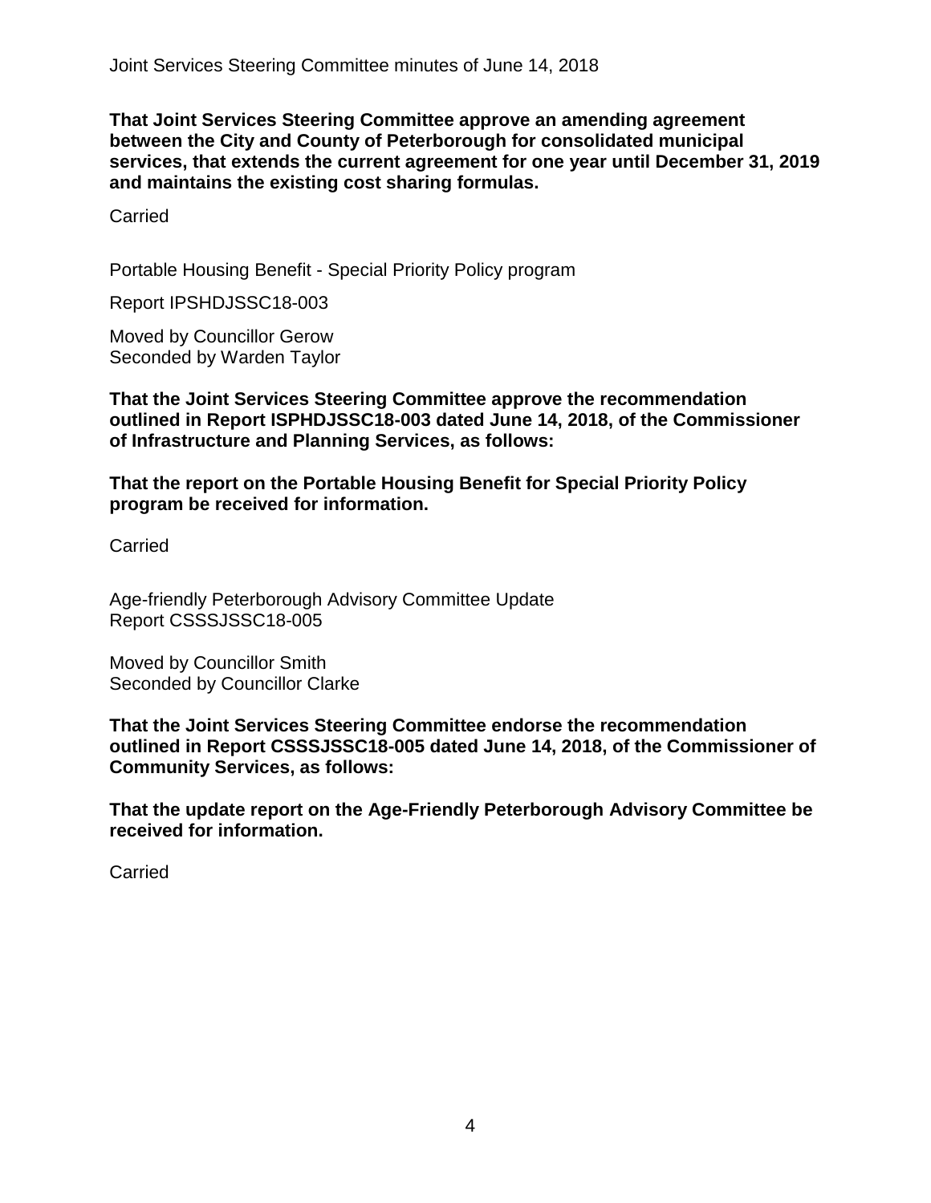**That Joint Services Steering Committee approve an amending agreement between the City and County of Peterborough for consolidated municipal services, that extends the current agreement for one year until December 31, 2019 and maintains the existing cost sharing formulas.**

Carried

Portable Housing Benefit - Special Priority Policy program

Report IPSHDJSSC18-003

Moved by Councillor Gerow
Seconded by Warden Taylor

**That the Joint Services Steering Committee approve the recommendation outlined in Report ISPHDJSSC18-003 dated June 14, 2018, of the Commissioner of Infrastructure and Planning Services, as follows:**

**That the report on the Portable Housing Benefit for Special Priority Policy program be received for information.**

Carried

Age-friendly Peterborough Advisory Committee Update
Report CSSSJSSC18-005

Moved by Councillor Smith
Seconded by Councillor Clarke

**That the Joint Services Steering Committee endorse the recommendation outlined in Report CSSSJSSC18-005 dated June 14, 2018, of the Commissioner of Community Services, as follows:**

**That the update report on the Age-Friendly Peterborough Advisory Committee be received for information.**

Carried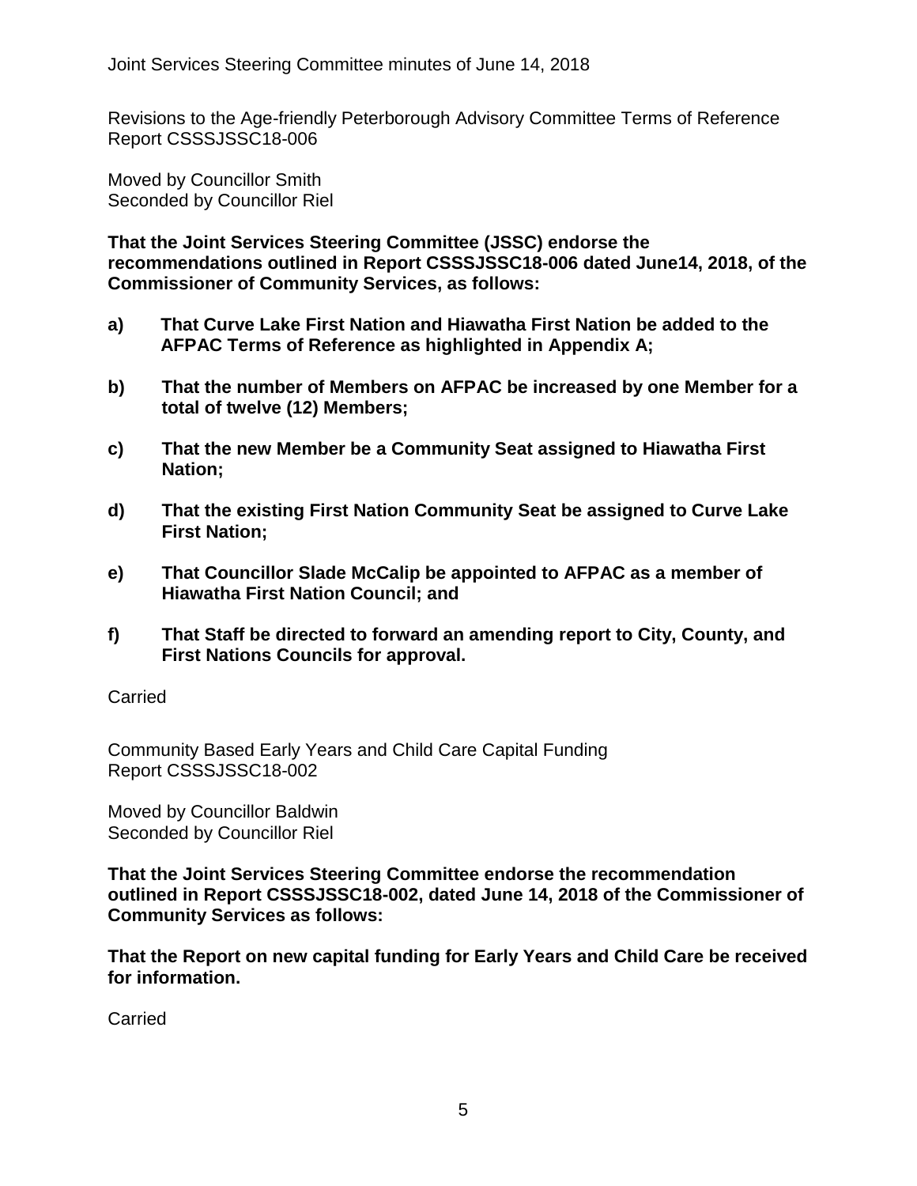Revisions to the Age-friendly Peterborough Advisory Committee Terms of Reference
Report CSSSJSSC18-006

Moved by Councillor Smith
Seconded by Councillor Riel

**That the Joint Services Steering Committee (JSSC) endorse the recommendations outlined in Report CSSSJSSC18-006 dated June14, 2018, of the Commissioner of Community Services, as follows:**

**a) That Curve Lake First Nation and Hiawatha First Nation be added to the AFPAC Terms of Reference as highlighted in Appendix A;**

**b) That the number of Members on AFPAC be increased by one Member for a total of twelve (12) Members;**

**c) That the new Member be a Community Seat assigned to Hiawatha First Nation;**

**d) That the existing First Nation Community Seat be assigned to Curve Lake First Nation;**

**e) That Councillor Slade McCalip be appointed to AFPAC as a member of Hiawatha First Nation Council; and**

**f) That Staff be directed to forward an amending report to City, County, and First Nations Councils for approval.**

Carried

Community Based Early Years and Child Care Capital Funding
Report CSSSJSSC18-002

Moved by Councillor Baldwin
Seconded by Councillor Riel

**That the Joint Services Steering Committee endorse the recommendation outlined in Report CSSSJSSC18-002, dated June 14, 2018 of the Commissioner of Community Services as follows:**

**That the Report on new capital funding for Early Years and Child Care be received for information.**

Carried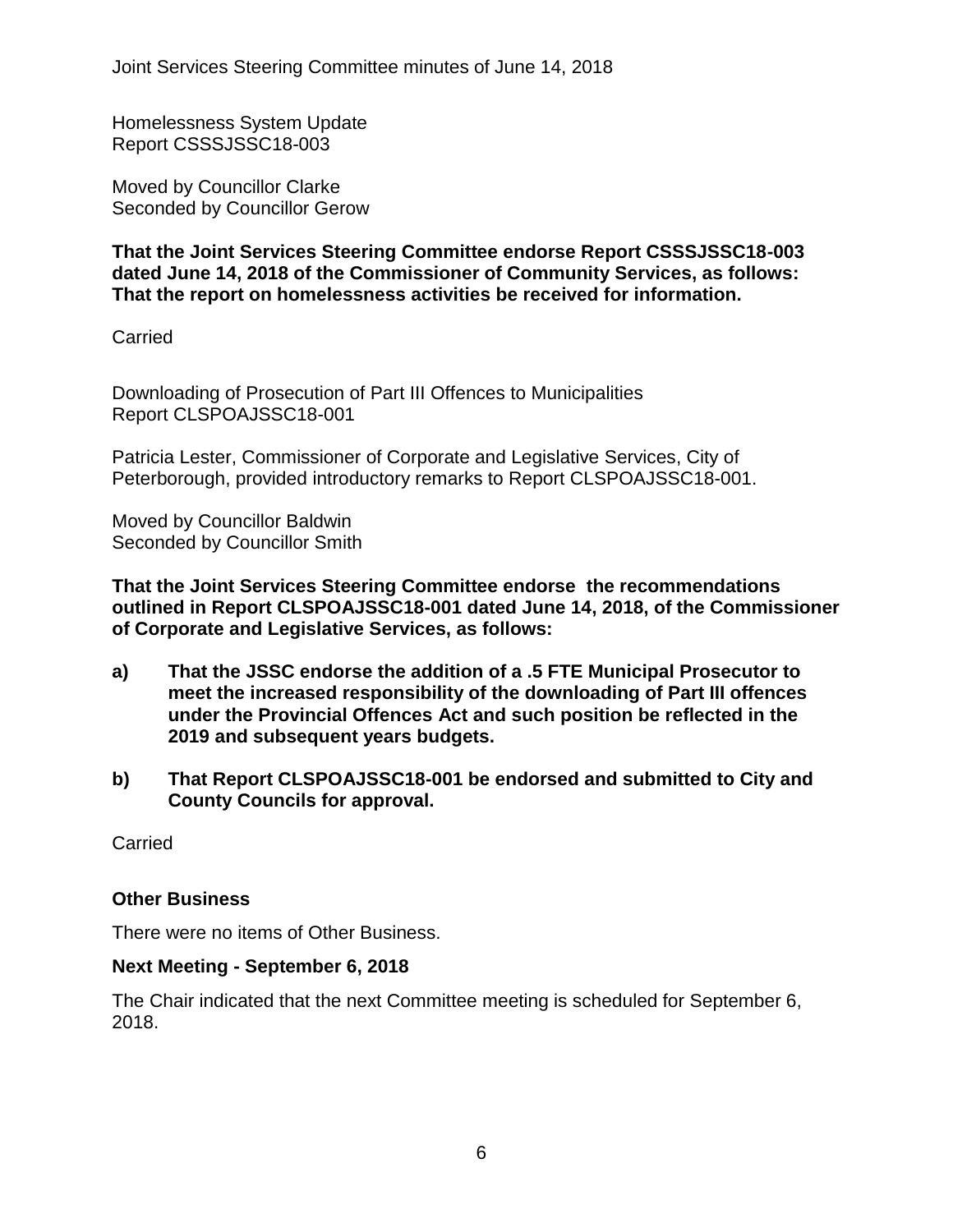Homelessness System Update
Report CSSSJSSC18-003

Moved by Councillor Clarke
Seconded by Councillor Gerow

**That the Joint Services Steering Committee endorse Report CSSSJSSC18-003 dated June 14, 2018 of the Commissioner of Community Services, as follows: That the report on homelessness activities be received for information.**

Carried

Downloading of Prosecution of Part III Offences to Municipalities
Report CLSPOAJSSC18-001

Patricia Lester, Commissioner of Corporate and Legislative Services, City of Peterborough, provided introductory remarks to Report CLSPOAJSSC18-001.

Moved by Councillor Baldwin
Seconded by Councillor Smith

**That the Joint Services Steering Committee endorse the recommendations outlined in Report CLSPOAJSSC18-001 dated June 14, 2018, of the Commissioner of Corporate and Legislative Services, as follows:**

**a) That the JSSC endorse the addition of a .5 FTE Municipal Prosecutor to meet the increased responsibility of the downloading of Part III offences under the Provincial Offences Act and such position be reflected in the 2019 and subsequent years budgets.**

**b) That Report CLSPOAJSSC18-001 be endorsed and submitted to City and County Councils for approval.**

Carried

## Other Business

There were no items of Other Business.

## Next Meeting - September 6, 2018

The Chair indicated that the next Committee meeting is scheduled for September 6, 2018.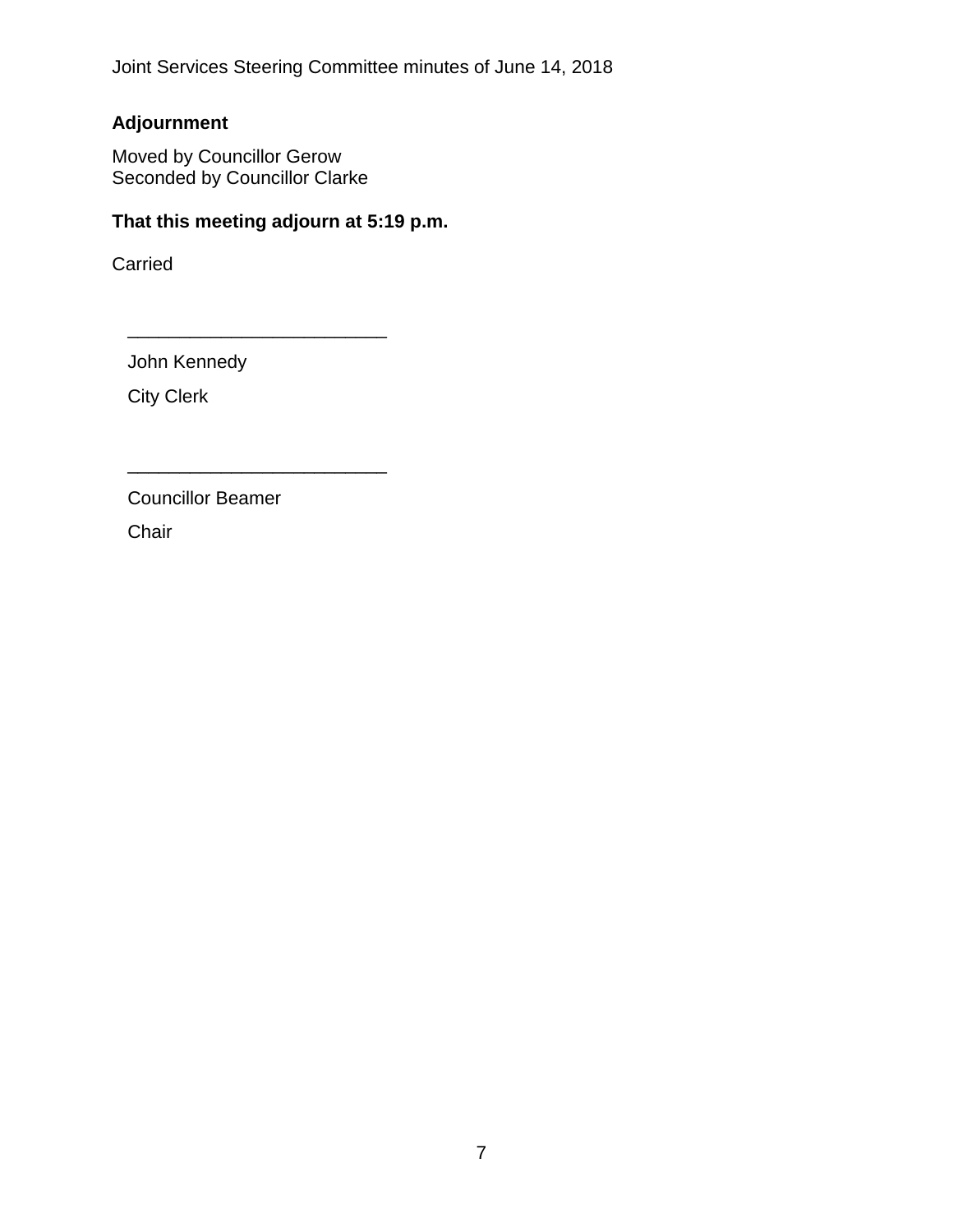## Adjournment

Moved by Councillor Gerow
Seconded by Councillor Clarke

**That this meeting adjourn at 5:19 p.m.**

Carried

_________________________

John Kennedy

City Clerk

_________________________

Councillor Beamer

Chair